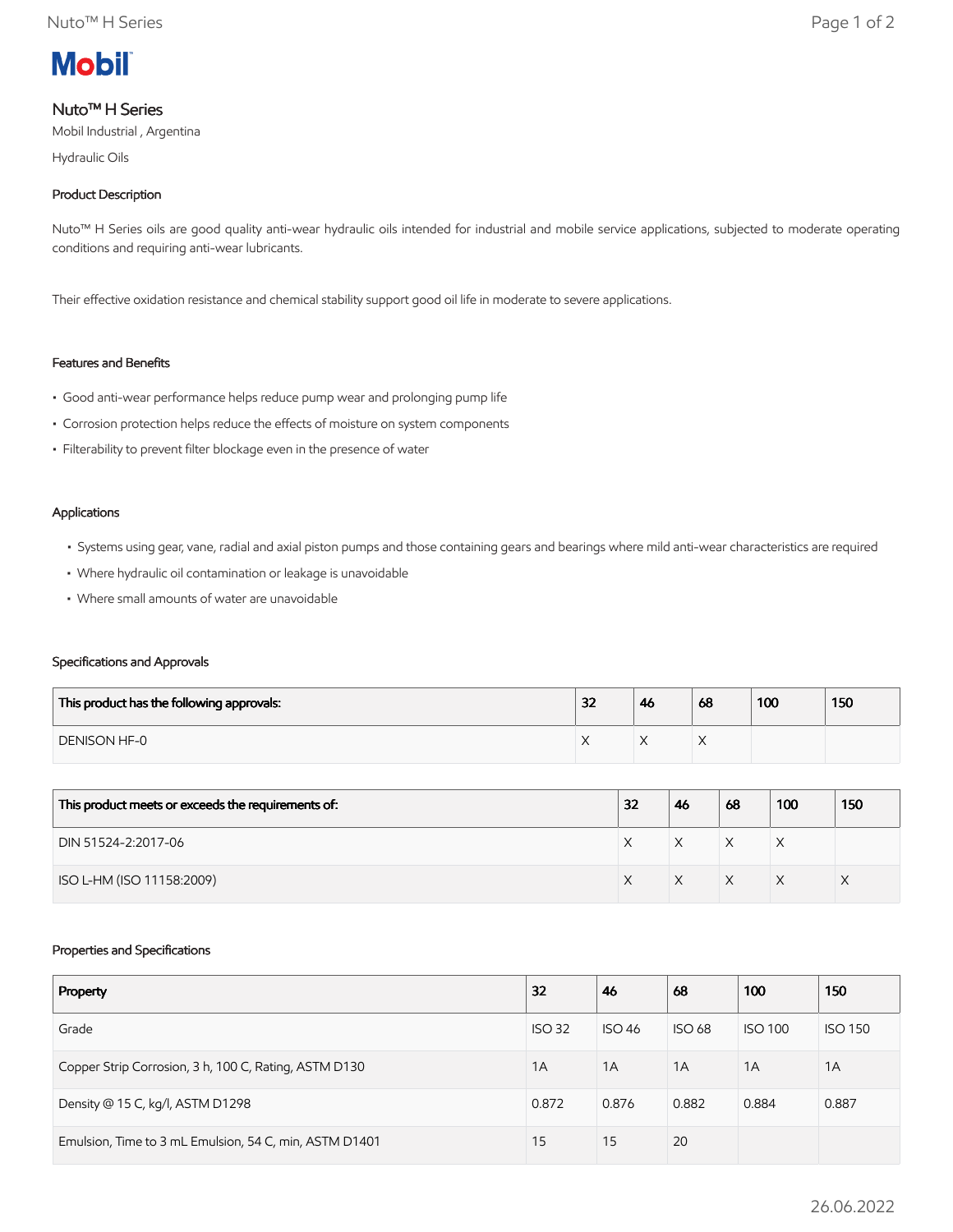# Mobil

## Nuto™ H Series

Mobil Industrial , Argentina

Hydraulic Oils

### Product Description

Nuto™ H Series oils are good quality anti-wear hydraulic oils intended for industrial and mobile service applications, subjected to moderate operating conditions and requiring anti-wear lubricants.

Their effective oxidation resistance and chemical stability support good oil life in moderate to severe applications.

### Features and Benefits

- Good anti-wear performance helps reduce pump wear and prolonging pump life
- Corrosion protection helps reduce the effects of moisture on system components
- Filterability to prevent filter blockage even in the presence of water

### Applications

- Systems using gear, vane, radial and axial piston pumps and those containing gears and bearings where mild anti-wear characteristics are required
- Where hydraulic oil contamination or leakage is unavoidable
- Where small amounts of water are unavoidable

### Specifications and Approvals

| This product has the following approvals: | 32 | 46 | 68 | 100 | 150 |
|---|---|---|---|---|---|
| DENISON HF-0 | X | X | X | | |

| This product meets or exceeds the requirements of: | 32 | 46 | 68 | 100 | 150 |
|---|---|---|---|---|---|
| DIN 51524-2:2017-06 | X | X | X | X | |
| ISO L-HM (ISO 11158:2009) | X | X | X | X | X |

### Properties and Specifications

| Property | 32 | 46 | 68 | 100 | 150 |
|---|---|---|---|---|---|
| Grade | ISO 32 | ISO 46 | ISO 68 | ISO 100 | ISO 150 |
| Copper Strip Corrosion, 3 h, 100 C, Rating, ASTM D130 | 1A | 1A | 1A | 1A | 1A |
| Density @ 15 C, kg/l, ASTM D1298 | 0.872 | 0.876 | 0.882 | 0.884 | 0.887 |
| Emulsion, Time to 3 mL Emulsion, 54 C, min, ASTM D1401 | 15 | 15 | 20 | | |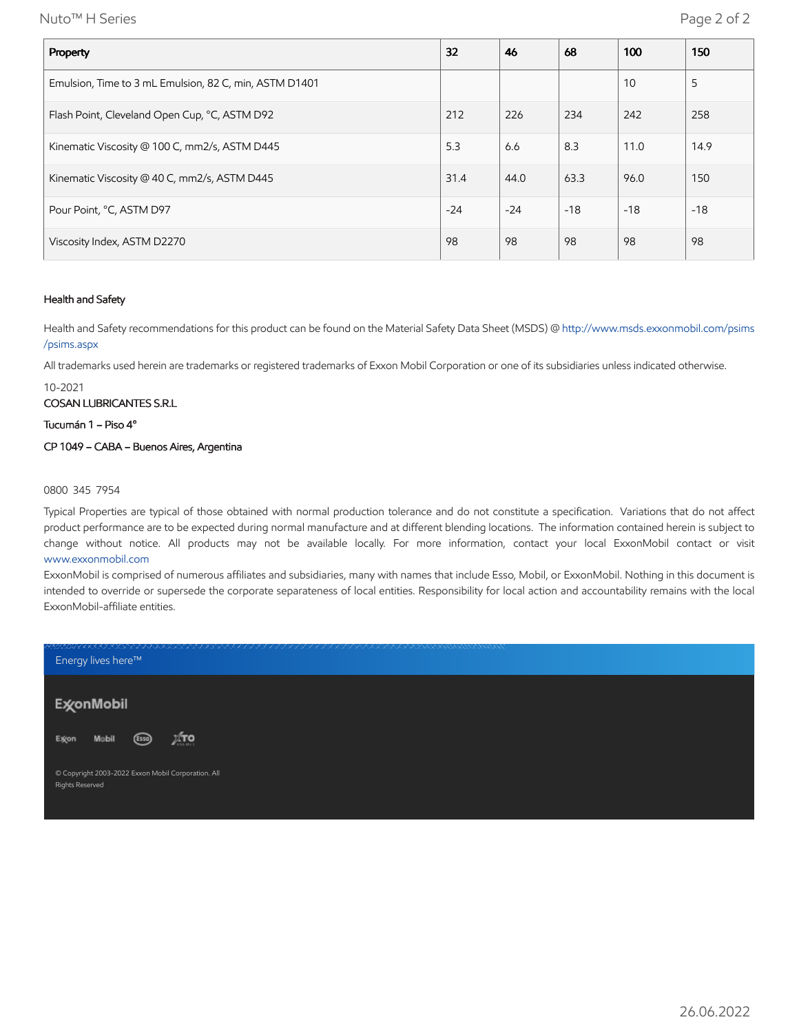| Property | 32 | 46 | 68 | 100 | 150 |
|---|---|---|---|---|---|
| Emulsion, Time to 3 mL Emulsion, 82 C, min, ASTM D1401 | | | | 10 | 5 |
| Flash Point, Cleveland Open Cup, °C, ASTM D92 | 212 | 226 | 234 | 242 | 258 |
| Kinematic Viscosity @ 100 C, mm2/s, ASTM D445 | 5.3 | 6.6 | 8.3 | 11.0 | 14.9 |
| Kinematic Viscosity @ 40 C, mm2/s, ASTM D445 | 31.4 | 44.0 | 63.3 | 96.0 | 150 |
| Pour Point, °C, ASTM D97 | -24 | -24 | -18 | -18 | -18 |
| Viscosity Index, ASTM D2270 | 98 | 98 | 98 | 98 | 98 |

### Health and Safety

Health and Safety recommendations for this product can be found on the Material Safety Data Sheet (MSDS) @ http://www.msds.exxonmobil.com/psims/psims.aspx

All trademarks used herein are trademarks or registered trademarks of Exxon Mobil Corporation or one of its subsidiaries unless indicated otherwise.

10-2021

COSAN LUBRICANTES S.R.L

Tucumán 1 – Piso 4°

CP 1049 – CABA – Buenos Aires, Argentina

0800 345 7954

Typical Properties are typical of those obtained with normal production tolerance and do not constitute a specification. Variations that do not affect product performance are to be expected during normal manufacture and at different blending locations. The information contained herein is subject to change without notice. All products may not be available locally. For more information, contact your local ExxonMobil contact or visit www.exxonmobil.com

ExxonMobil is comprised of numerous affiliates and subsidiaries, many with names that include Esso, Mobil, or ExxonMobil. Nothing in this document is intended to override or supersede the corporate separateness of local entities. Responsibility for local action and accountability remains with the local ExxonMobil-affiliate entities.

Energy lives here™

ExxonMobil

Exxon Mobil Esso XTO

© Copyright 2003-2022 Exxon Mobil Corporation. All Rights Reserved